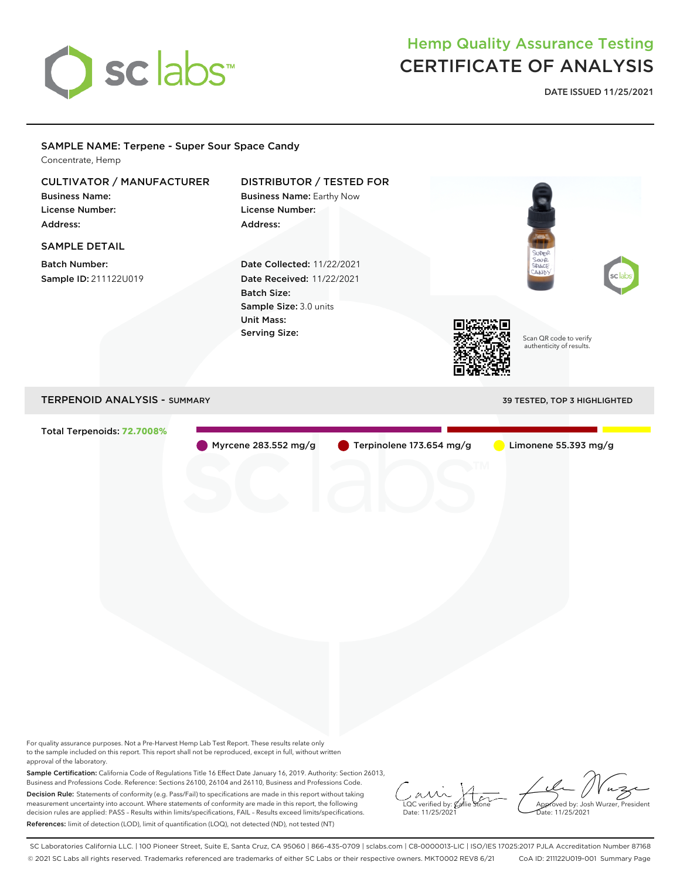# Hemp Quality Assurance Testing
# CERTIFICATE OF ANALYSIS

**DATE ISSUED 11/25/2021**

## SAMPLE NAME: Terpene - Super Sour Space Candy

Concentrate, Hemp

### CULTIVATOR / MANUFACTURER

**Business Name:**
**License Number:**
**Address:**

### DISTRIBUTOR / TESTED FOR

**Business Name:** Earthy Now
**License Number:**
**Address:**

### SAMPLE DETAIL

**Batch Number:**
**Sample ID:** 211122U019

**Date Collected:** 11/22/2021
**Date Received:** 11/22/2021
**Batch Size:**
**Sample Size:** 3.0 units
**Unit Mass:**
**Serving Size:**

Scan QR code to verify authenticity of results.

## TERPENOID ANALYSIS - SUMMARY

39 TESTED, TOP 3 HIGHLIGHTED

Total Terpenoids: **72.7008%**

- Myrcene 283.552 mg/g
- Terpinolene 173.654 mg/g
- Limonene 55.393 mg/g

For quality assurance purposes. Not a Pre-Harvest Hemp Lab Test Report. These results relate only to the sample included on this report. This report shall not be reproduced, except in full, without written approval of the laboratory.

**Sample Certification:** California Code of Regulations Title 16 Effect Date January 16, 2019. Authority: Section 26013, Business and Professions Code. Reference: Sections 26100, 26104 and 26110, Business and Professions Code.

**Decision Rule:** Statements of conformity (e.g. Pass/Fail) to specifications are made in this report without taking measurement uncertainty into account. Where statements of conformity are made in this report, the following decision rules are applied: PASS – Results within limits/specifications, FAIL – Results exceed limits/specifications.

**References:** limit of detection (LOD), limit of quantification (LOQ), not detected (ND), not tested (NT)

LQC verified by: Callie Stone
Date: 11/25/2021

Approved by: Josh Wurzer, President
Date: 11/25/2021

SC Laboratories California LLC. | 100 Pioneer Street, Suite E, Santa Cruz, CA 95060 | 866-435-0709 | sclabs.com | C8-0000013-LIC | ISO/IES 17025:2017 PJLA Accreditation Number 87168
© 2021 SC Labs all rights reserved. Trademarks referenced are trademarks of either SC Labs or their respective owners. MKT0002 REV8 6/21 CoA ID: 211122U019-001 Summary Page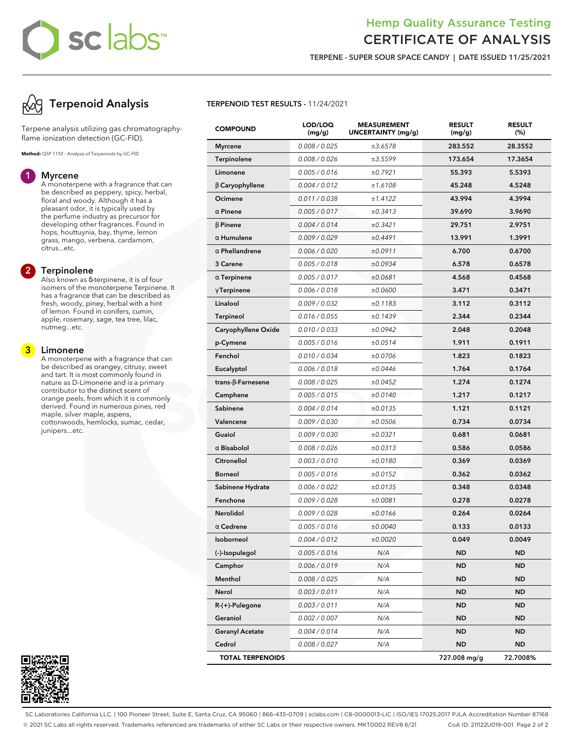# Hemp Quality Assurance Testing
# CERTIFICATE OF ANALYSIS

**TERPENE - SUPER SOUR SPACE CANDY | DATE ISSUED 11/25/2021**

## Terpenoid Analysis

Terpene analysis utilizing gas chromatography-flame ionization detection (GC-FID).

**Method:** QSP 1192 - Analysis of Terpenoids by GC-FID

### 1 Myrcene

A monoterpene with a fragrance that can be described as peppery, spicy, herbal, floral and woody. Although it has a pleasant odor, it is typically used by the perfume industry as precursor for developing other fragrances. Found in hops, houttuynia, bay, thyme, lemon grass, mango, verbena, cardamom, citrus...etc.

### 2 Terpinolene

Also known as δ-terpinene, it is of four isomers of the monoterpene Terpinene. It has a fragrance that can be described as fresh, woody, piney, herbal with a hint of lemon. Found in conifers, cumin, apple, rosemary, sage, tea tree, lilac, nutmeg...etc.

### 3 Limonene

A monoterpene with a fragrance that can be described as orangey, citrusy, sweet and tart. It is most commonly found in nature as D-Limonene and is a primary contributor to the distinct scent of orange peels, from which it is commonly derived. Found in numerous pines, red maple, silver maple, aspens, cottonwoods, hemlocks, sumac, cedar, junipers...etc.

**TERPENOID TEST RESULTS** - 11/24/2021

| COMPOUND | LOD/LOQ (mg/g) | MEASUREMENT UNCERTAINTY (mg/g) | RESULT (mg/g) | RESULT (%) |
|---|---|---|---|---|
| Myrcene | 0.008 / 0.025 | ±3.6578 | 283.552 | 28.3552 |
| Terpinolene | 0.008 / 0.026 | ±3.5599 | 173.654 | 17.3654 |
| Limonene | 0.005 / 0.016 | ±0.7921 | 55.393 | 5.5393 |
| β Caryophyllene | 0.004 / 0.012 | ±1.6108 | 45.248 | 4.5248 |
| Ocimene | 0.011 / 0.038 | ±1.4122 | 43.994 | 4.3994 |
| α Pinene | 0.005 / 0.017 | ±0.3413 | 39.690 | 3.9690 |
| β Pinene | 0.004 / 0.014 | ±0.3421 | 29.751 | 2.9751 |
| α Humulene | 0.009 / 0.029 | ±0.4491 | 13.991 | 1.3991 |
| α Phellandrene | 0.006 / 0.020 | ±0.0911 | 6.700 | 0.6700 |
| 3 Carene | 0.005 / 0.018 | ±0.0934 | 6.578 | 0.6578 |
| α Terpinene | 0.005 / 0.017 | ±0.0681 | 4.568 | 0.4568 |
| γ Terpinene | 0.006 / 0.018 | ±0.0600 | 3.471 | 0.3471 |
| Linalool | 0.009 / 0.032 | ±0.1183 | 3.112 | 0.3112 |
| Terpineol | 0.016 / 0.055 | ±0.1439 | 2.344 | 0.2344 |
| Caryophyllene Oxide | 0.010 / 0.033 | ±0.0942 | 2.048 | 0.2048 |
| p-Cymene | 0.005 / 0.016 | ±0.0514 | 1.911 | 0.1911 |
| Fenchol | 0.010 / 0.034 | ±0.0706 | 1.823 | 0.1823 |
| Eucalyptol | 0.006 / 0.018 | ±0.0446 | 1.764 | 0.1764 |
| trans-β-Farnesene | 0.008 / 0.025 | ±0.0452 | 1.274 | 0.1274 |
| Camphene | 0.005 / 0.015 | ±0.0140 | 1.217 | 0.1217 |
| Sabinene | 0.004 / 0.014 | ±0.0135 | 1.121 | 0.1121 |
| Valencene | 0.009 / 0.030 | ±0.0506 | 0.734 | 0.0734 |
| Guaiol | 0.009 / 0.030 | ±0.0321 | 0.681 | 0.0681 |
| α Bisabolol | 0.008 / 0.026 | ±0.0313 | 0.586 | 0.0586 |
| Citronellol | 0.003 / 0.010 | ±0.0180 | 0.369 | 0.0369 |
| Borneol | 0.005 / 0.016 | ±0.0152 | 0.362 | 0.0362 |
| Sabinene Hydrate | 0.006 / 0.022 | ±0.0135 | 0.348 | 0.0348 |
| Fenchone | 0.009 / 0.028 | ±0.0081 | 0.278 | 0.0278 |
| Nerolidol | 0.009 / 0.028 | ±0.0166 | 0.264 | 0.0264 |
| α Cedrene | 0.005 / 0.016 | ±0.0040 | 0.133 | 0.0133 |
| Isoborneol | 0.004 / 0.012 | ±0.0020 | 0.049 | 0.0049 |
| (-)-Isopulegol | 0.005 / 0.016 | N/A | ND | ND |
| Camphor | 0.006 / 0.019 | N/A | ND | ND |
| Menthol | 0.008 / 0.025 | N/A | ND | ND |
| Nerol | 0.003 / 0.011 | N/A | ND | ND |
| R-(+)-Pulegone | 0.003 / 0.011 | N/A | ND | ND |
| Geraniol | 0.002 / 0.007 | N/A | ND | ND |
| Geranyl Acetate | 0.004 / 0.014 | N/A | ND | ND |
| Cedrol | 0.008 / 0.027 | N/A | ND | ND |
| **TOTAL TERPENOIDS** | | | **727.008 mg/g** | **72.7008%** |

SC Laboratories California LLC. | 100 Pioneer Street, Suite E, Santa Cruz, CA 95060 | 866-435-0709 | sclabs.com | C8-0000013-LIC | ISO/IES 17025:2017 PJLA Accreditation Number 87168

© 2021 SC Labs all rights reserved. Trademarks referenced are trademarks of either SC Labs or their respective owners. MKT0002 REV8 6/21 CoA ID: 211122U019-001